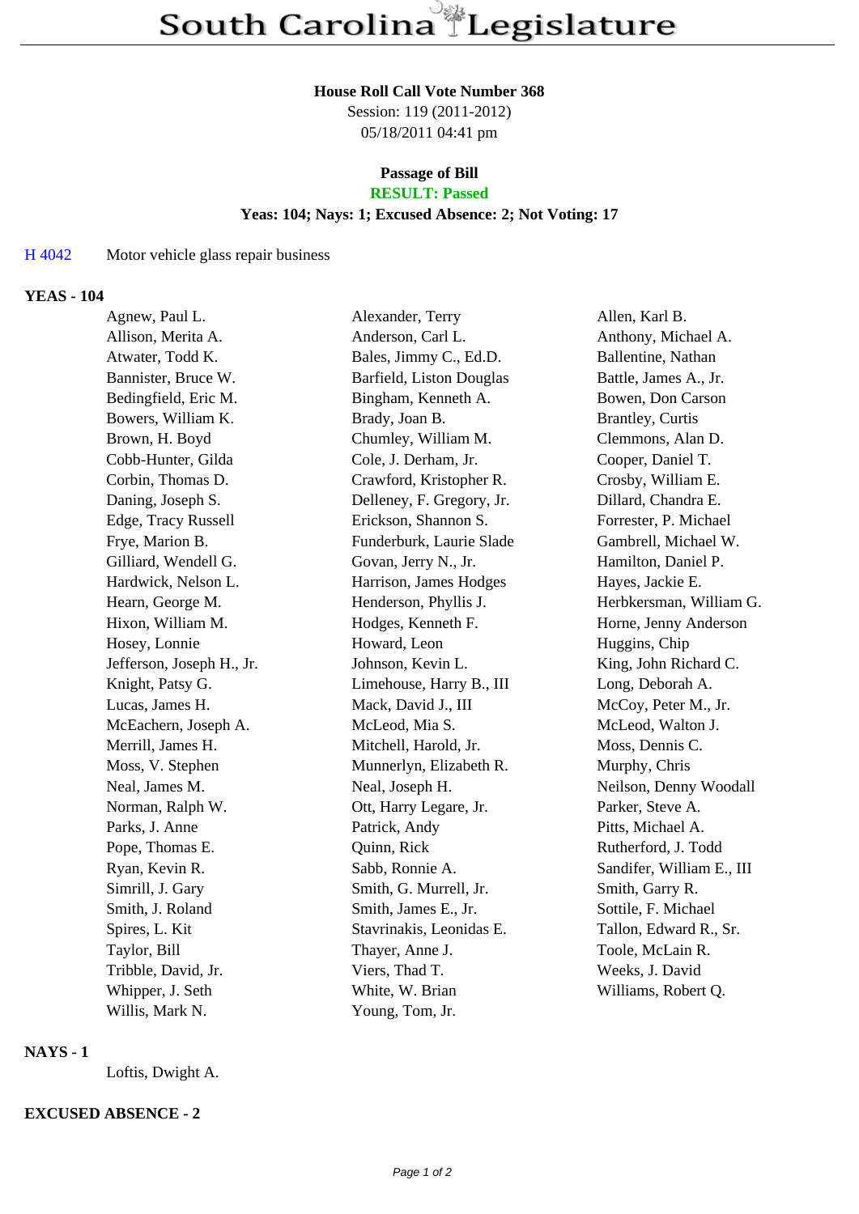# South Carolina Legislature

**House Roll Call Vote Number 368**
Session: 119 (2011-2012)
05/18/2011 04:41 pm

**Passage of Bill**
**RESULT: Passed**
**Yeas: 104; Nays: 1; Excused Absence: 2; Not Voting: 17**

H 4042 Motor vehicle glass repair business

**YEAS - 104**

| | | |
|---|---|---|
| Agnew, Paul L. | Alexander, Terry | Allen, Karl B. |
| Allison, Merita A. | Anderson, Carl L. | Anthony, Michael A. |
| Atwater, Todd K. | Bales, Jimmy C., Ed.D. | Ballentine, Nathan |
| Bannister, Bruce W. | Barfield, Liston Douglas | Battle, James A., Jr. |
| Bedingfield, Eric M. | Bingham, Kenneth A. | Bowen, Don Carson |
| Bowers, William K. | Brady, Joan B. | Brantley, Curtis |
| Brown, H. Boyd | Chumley, William M. | Clemmons, Alan D. |
| Cobb-Hunter, Gilda | Cole, J. Derham, Jr. | Cooper, Daniel T. |
| Corbin, Thomas D. | Crawford, Kristopher R. | Crosby, William E. |
| Daning, Joseph S. | Delleney, F. Gregory, Jr. | Dillard, Chandra E. |
| Edge, Tracy Russell | Erickson, Shannon S. | Forrester, P. Michael |
| Frye, Marion B. | Funderburk, Laurie Slade | Gambrell, Michael W. |
| Gilliard, Wendell G. | Govan, Jerry N., Jr. | Hamilton, Daniel P. |
| Hardwick, Nelson L. | Harrison, James Hodges | Hayes, Jackie E. |
| Hearn, George M. | Henderson, Phyllis J. | Herbkersman, William G. |
| Hixon, William M. | Hodges, Kenneth F. | Horne, Jenny Anderson |
| Hosey, Lonnie | Howard, Leon | Huggins, Chip |
| Jefferson, Joseph H., Jr. | Johnson, Kevin L. | King, John Richard C. |
| Knight, Patsy G. | Limehouse, Harry B., III | Long, Deborah A. |
| Lucas, James H. | Mack, David J., III | McCoy, Peter M., Jr. |
| McEachern, Joseph A. | McLeod, Mia S. | McLeod, Walton J. |
| Merrill, James H. | Mitchell, Harold, Jr. | Moss, Dennis C. |
| Moss, V. Stephen | Munnerlyn, Elizabeth R. | Murphy, Chris |
| Neal, James M. | Neal, Joseph H. | Neilson, Denny Woodall |
| Norman, Ralph W. | Ott, Harry Legare, Jr. | Parker, Steve A. |
| Parks, J. Anne | Patrick, Andy | Pitts, Michael A. |
| Pope, Thomas E. | Quinn, Rick | Rutherford, J. Todd |
| Ryan, Kevin R. | Sabb, Ronnie A. | Sandifer, William E., III |
| Simrill, J. Gary | Smith, G. Murrell, Jr. | Smith, Garry R. |
| Smith, J. Roland | Smith, James E., Jr. | Sottile, F. Michael |
| Spires, L. Kit | Stavrinakis, Leonidas E. | Tallon, Edward R., Sr. |
| Taylor, Bill | Thayer, Anne J. | Toole, McLain R. |
| Tribble, David, Jr. | Viers, Thad T. | Weeks, J. David |
| Whipper, J. Seth | White, W. Brian | Williams, Robert Q. |
| Willis, Mark N. | Young, Tom, Jr. | |

**NAYS - 1**

Loftis, Dwight A.

**EXCUSED ABSENCE - 2**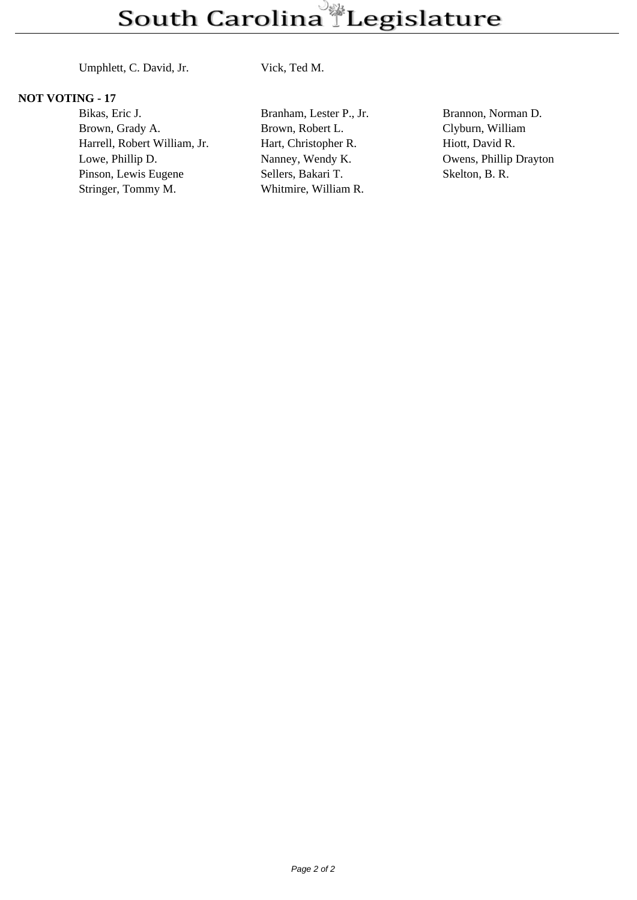Umphlett, C. David, Jr. Vick, Ted M.

**NOT VOTING - 17**

| | | |
|---|---|---|
| Bikas, Eric J. | Branham, Lester P., Jr. | Brannon, Norman D. |
| Brown, Grady A. | Brown, Robert L. | Clyburn, William |
| Harrell, Robert William, Jr. | Hart, Christopher R. | Hiott, David R. |
| Lowe, Phillip D. | Nanney, Wendy K. | Owens, Phillip Drayton |
| Pinson, Lewis Eugene | Sellers, Bakari T. | Skelton, B. R. |
| Stringer, Tommy M. | Whitmire, William R. | |